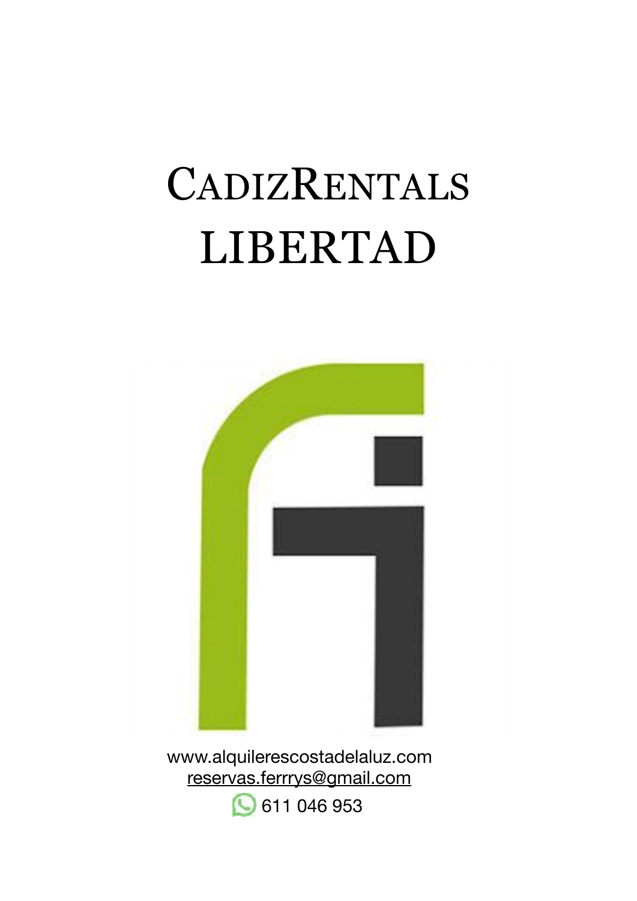# CadizRentals
# LIBERTAD

www.alquilerescostadelaluz.com
reservas.ferrrys@gmail.com
611 046 953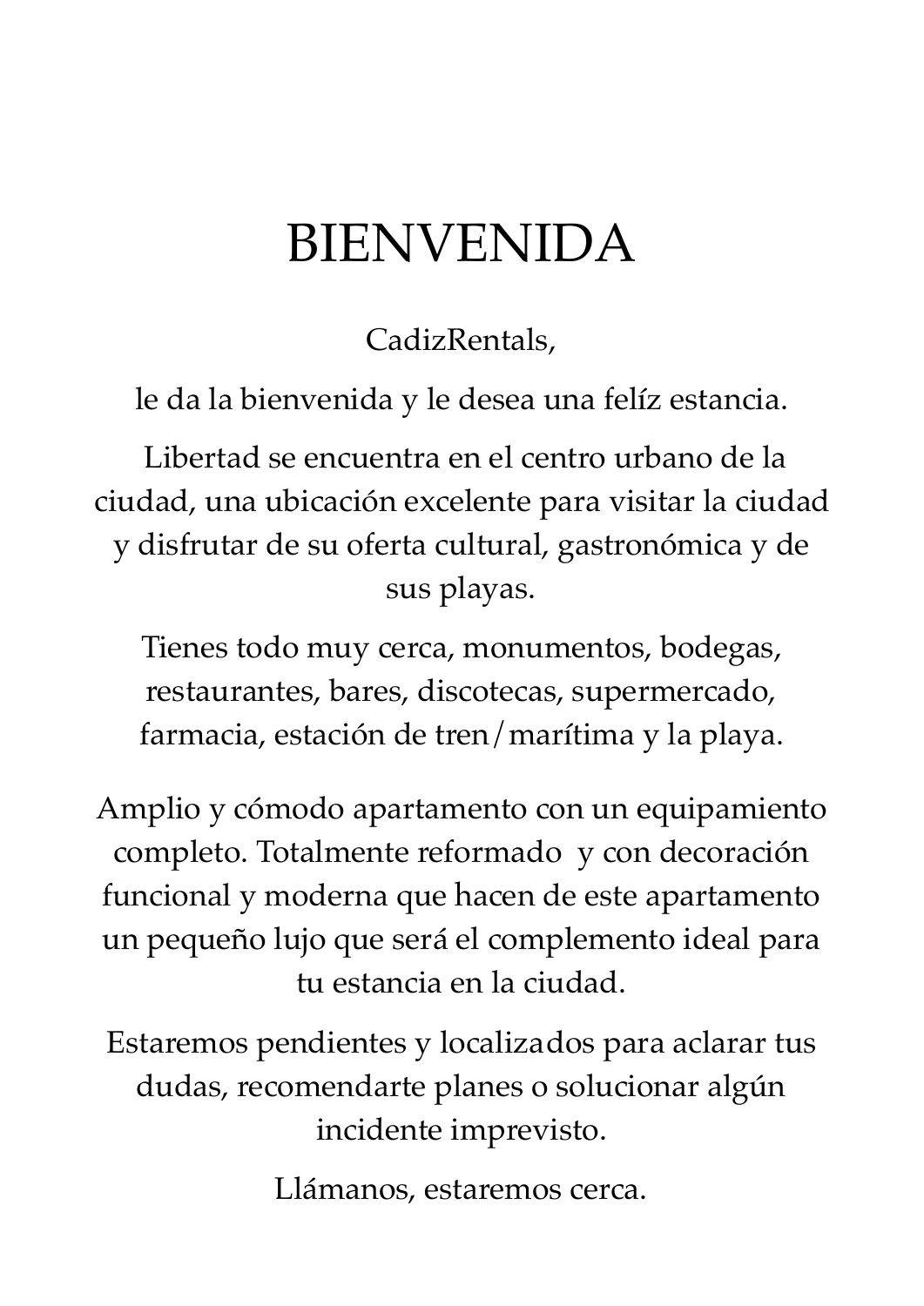# BIENVENIDA

CadizRentals,

le da la bienvenida y le desea una felíz estancia.

Libertad se encuentra en el centro urbano de la ciudad, una ubicación excelente para visitar la ciudad y disfrutar de su oferta cultural, gastronómica y de sus playas.

Tienes todo muy cerca, monumentos, bodegas, restaurantes, bares, discotecas, supermercado, farmacia, estación de tren/marítima y la playa.

Amplio y cómodo apartamento con un equipamiento completo. Totalmente reformado y con decoración funcional y moderna que hacen de este apartamento un pequeño lujo que será el complemento ideal para tu estancia en la ciudad.

Estaremos pendientes y localizados para aclarar tus dudas, recomendarte planes o solucionar algún incidente imprevisto.

Llámanos, estaremos cerca.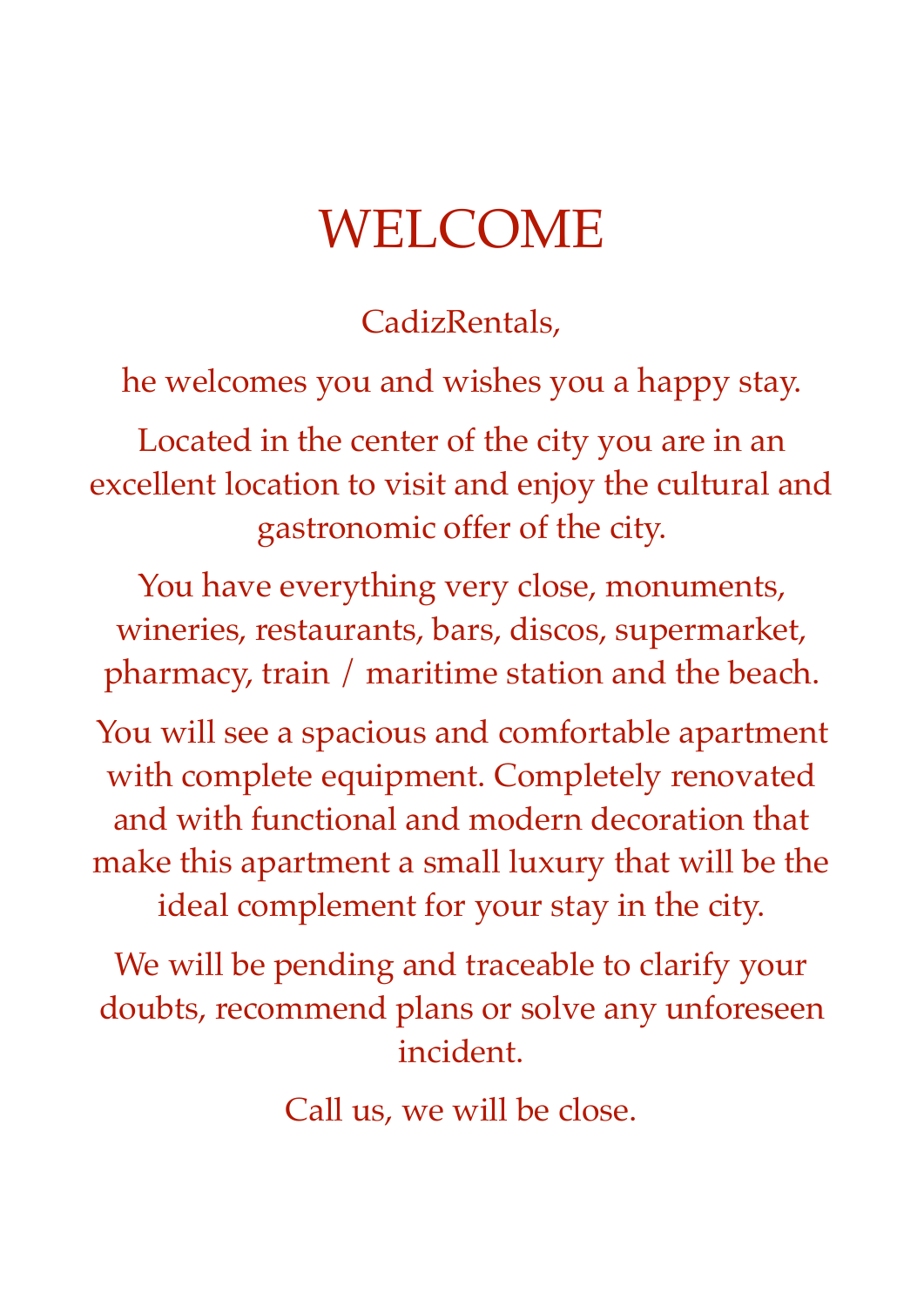# WELCOME

CadizRentals,

he welcomes you and wishes you a happy stay.

Located in the center of the city you are in an excellent location to visit and enjoy the cultural and gastronomic offer of the city.

You have everything very close, monuments, wineries, restaurants, bars, discos, supermarket, pharmacy, train / maritime station and the beach.

You will see a spacious and comfortable apartment with complete equipment. Completely renovated and with functional and modern decoration that make this apartment a small luxury that will be the ideal complement for your stay in the city.

We will be pending and traceable to clarify your doubts, recommend plans or solve any unforeseen incident.

Call us, we will be close.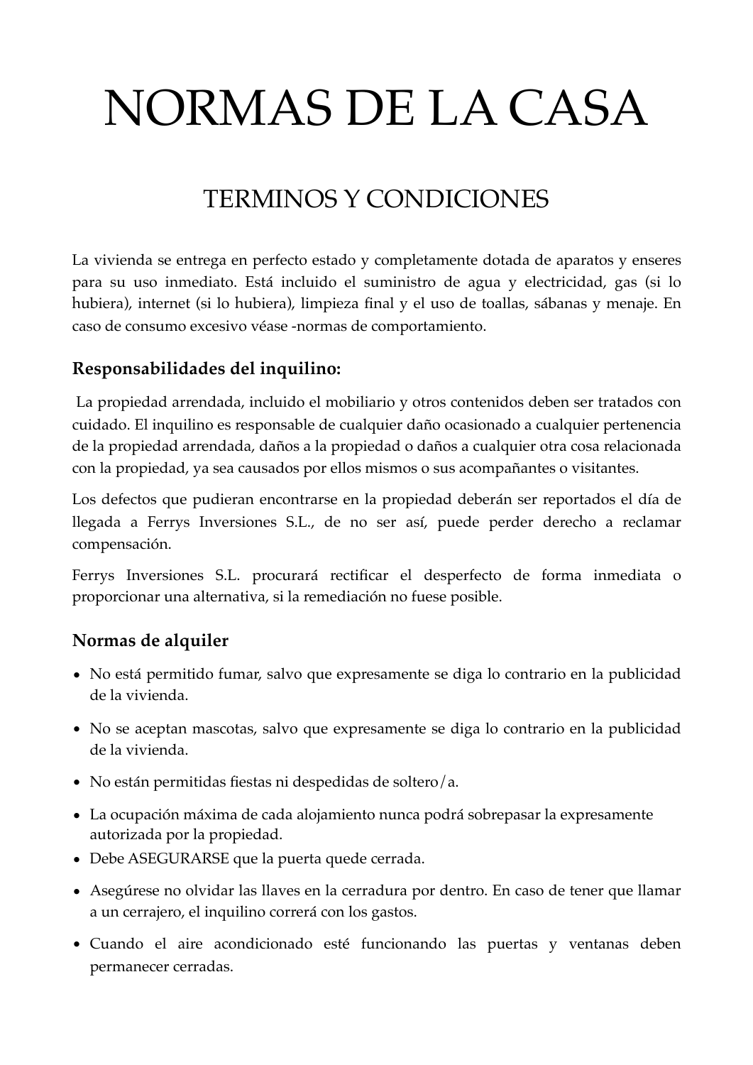# NORMAS DE LA CASA

## TERMINOS Y CONDICIONES

La vivienda se entrega en perfecto estado y completamente dotada de aparatos y enseres para su uso inmediato. Está incluido el suministro de agua y electricidad, gas (si lo hubiera), internet (si lo hubiera), limpieza final y el uso de toallas, sábanas y menaje. En caso de consumo excesivo véase -normas de comportamiento.

### Responsabilidades del inquilino:

La propiedad arrendada, incluido el mobiliario y otros contenidos deben ser tratados con cuidado. El inquilino es responsable de cualquier daño ocasionado a cualquier pertenencia de la propiedad arrendada, daños a la propiedad o daños a cualquier otra cosa relacionada con la propiedad, ya sea causados por ellos mismos o sus acompañantes o visitantes.

Los defectos que pudieran encontrarse en la propiedad deberán ser reportados el día de llegada a Ferrys Inversiones S.L., de no ser así, puede perder derecho a reclamar compensación.

Ferrys Inversiones S.L. procurará rectificar el desperfecto de forma inmediata o proporcionar una alternativa, si la remediación no fuese posible.

### Normas de alquiler

- No está permitido fumar, salvo que expresamente se diga lo contrario en la publicidad de la vivienda.
- No se aceptan mascotas, salvo que expresamente se diga lo contrario en la publicidad de la vivienda.
- No están permitidas fiestas ni despedidas de soltero/a.
- La ocupación máxima de cada alojamiento nunca podrá sobrepasar la expresamente autorizada por la propiedad.
- Debe ASEGURARSE que la puerta quede cerrada.
- Asegúrese no olvidar las llaves en la cerradura por dentro. En caso de tener que llamar a un cerrajero, el inquilino correrá con los gastos.
- Cuando el aire acondicionado esté funcionando las puertas y ventanas deben permanecer cerradas.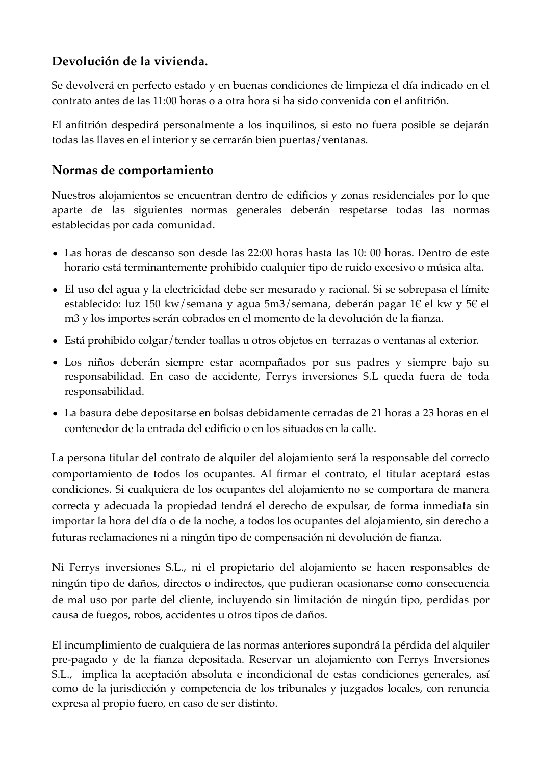## Devolución de la vivienda.

Se devolverá en perfecto estado y en buenas condiciones de limpieza el día indicado en el contrato antes de las 11:00 horas o a otra hora si ha sido convenida con el anfitrión.

El anfitrión despedirá personalmente a los inquilinos, si esto no fuera posible se dejarán todas las llaves en el interior y se cerrarán bien puertas/ventanas.

## Normas de comportamiento

Nuestros alojamientos se encuentran dentro de edificios y zonas residenciales por lo que aparte de las siguientes normas generales deberán respetarse todas las normas establecidas por cada comunidad.

- Las horas de descanso son desde las 22:00 horas hasta las 10: 00 horas. Dentro de este horario está terminantemente prohibido cualquier tipo de ruido excesivo o música alta.
- El uso del agua y la electricidad debe ser mesurado y racional. Si se sobrepasa el límite establecido: luz 150 kw/semana y agua 5m3/semana, deberán pagar 1€ el kw y 5€ el m3 y los importes serán cobrados en el momento de la devolución de la fianza.
- Está prohibido colgar/tender toallas u otros objetos en terrazas o ventanas al exterior.
- Los niños deberán siempre estar acompañados por sus padres y siempre bajo su responsabilidad. En caso de accidente, Ferrys inversiones S.L queda fuera de toda responsabilidad.
- La basura debe depositarse en bolsas debidamente cerradas de 21 horas a 23 horas en el contenedor de la entrada del edificio o en los situados en la calle.

La persona titular del contrato de alquiler del alojamiento será la responsable del correcto comportamiento de todos los ocupantes. Al firmar el contrato, el titular aceptará estas condiciones. Si cualquiera de los ocupantes del alojamiento no se comportara de manera correcta y adecuada la propiedad tendrá el derecho de expulsar, de forma inmediata sin importar la hora del día o de la noche, a todos los ocupantes del alojamiento, sin derecho a futuras reclamaciones ni a ningún tipo de compensación ni devolución de fianza.

Ni Ferrys inversiones S.L., ni el propietario del alojamiento se hacen responsables de ningún tipo de daños, directos o indirectos, que pudieran ocasionarse como consecuencia de mal uso por parte del cliente, incluyendo sin limitación de ningún tipo, perdidas por causa de fuegos, robos, accidentes u otros tipos de daños.

El incumplimiento de cualquiera de las normas anteriores supondrá la pérdida del alquiler pre-pagado y de la fianza depositada. Reservar un alojamiento con Ferrys Inversiones S.L., implica la aceptación absoluta e incondicional de estas condiciones generales, así como de la jurisdicción y competencia de los tribunales y juzgados locales, con renuncia expresa al propio fuero, en caso de ser distinto.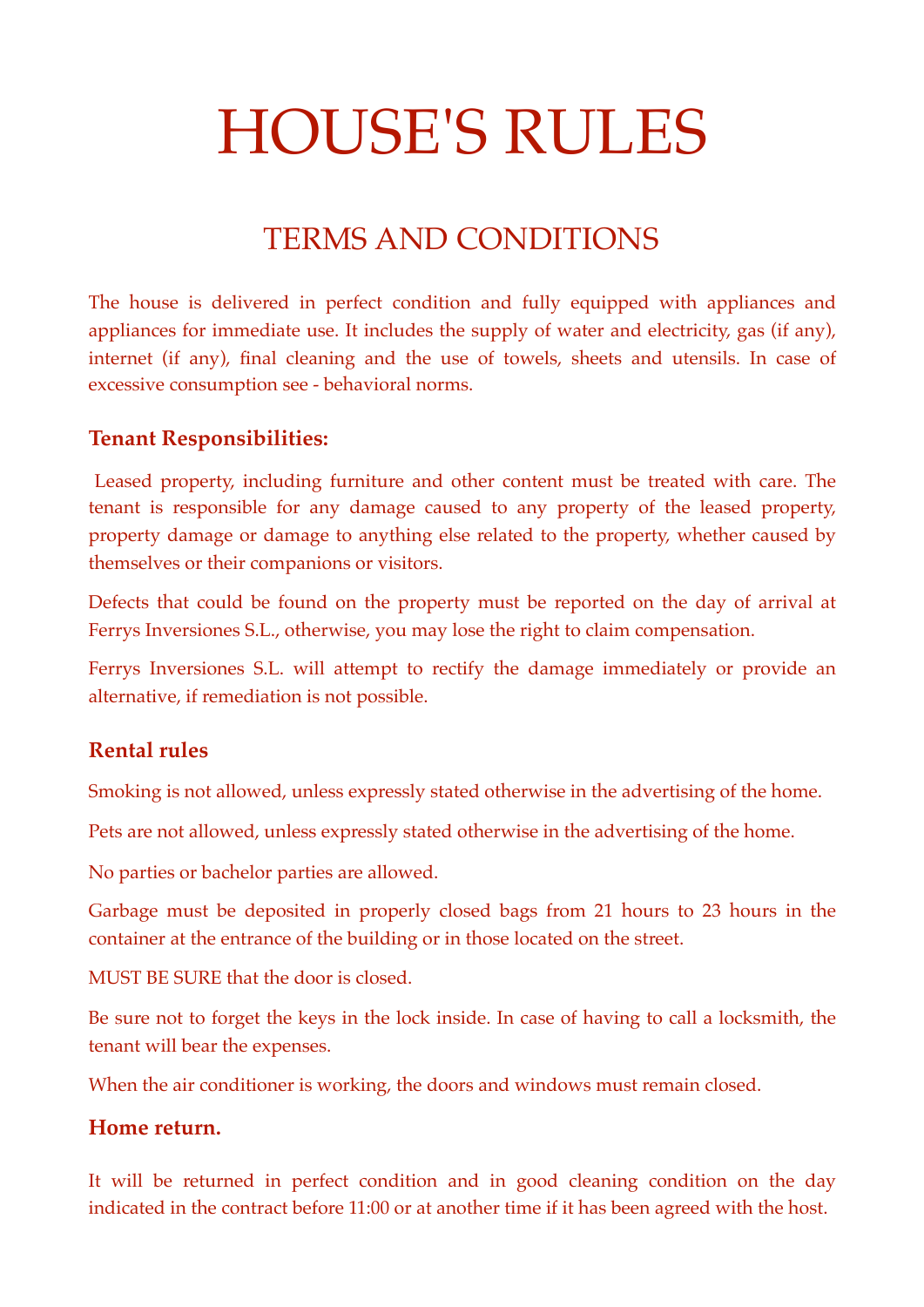# HOUSE'S RULES

## TERMS AND CONDITIONS

The house is delivered in perfect condition and fully equipped with appliances and appliances for immediate use. It includes the supply of water and electricity, gas (if any), internet (if any), final cleaning and the use of towels, sheets and utensils. In case of excessive consumption see - behavioral norms.

### Tenant Responsibilities:

Leased property, including furniture and other content must be treated with care. The tenant is responsible for any damage caused to any property of the leased property, property damage or damage to anything else related to the property, whether caused by themselves or their companions or visitors.

Defects that could be found on the property must be reported on the day of arrival at Ferrys Inversiones S.L., otherwise, you may lose the right to claim compensation.

Ferrys Inversiones S.L. will attempt to rectify the damage immediately or provide an alternative, if remediation is not possible.

### Rental rules

Smoking is not allowed, unless expressly stated otherwise in the advertising of the home.

Pets are not allowed, unless expressly stated otherwise in the advertising of the home.

No parties or bachelor parties are allowed.

Garbage must be deposited in properly closed bags from 21 hours to 23 hours in the container at the entrance of the building or in those located on the street.

MUST BE SURE that the door is closed.

Be sure not to forget the keys in the lock inside. In case of having to call a locksmith, the tenant will bear the expenses.

When the air conditioner is working, the doors and windows must remain closed.

### Home return.

It will be returned in perfect condition and in good cleaning condition on the day indicated in the contract before 11:00 or at another time if it has been agreed with the host.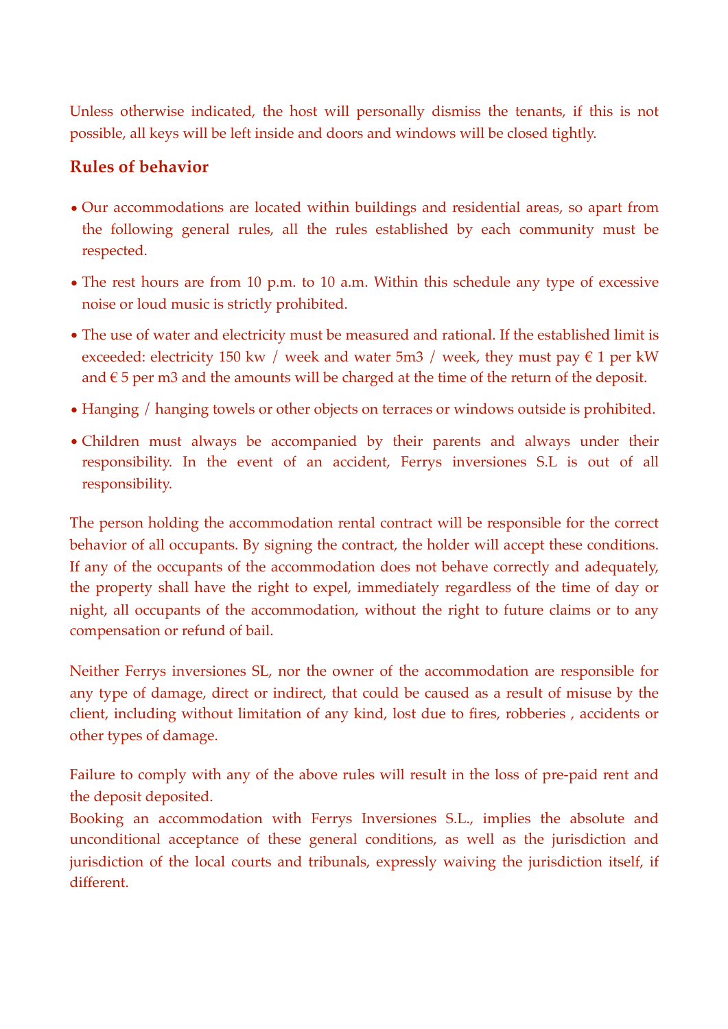Unless otherwise indicated, the host will personally dismiss the tenants, if this is not possible, all keys will be left inside and doors and windows will be closed tightly.

## Rules of behavior

- Our accommodations are located within buildings and residential areas, so apart from the following general rules, all the rules established by each community must be respected.
- The rest hours are from 10 p.m. to 10 a.m. Within this schedule any type of excessive noise or loud music is strictly prohibited.
- The use of water and electricity must be measured and rational. If the established limit is exceeded: electricity 150 kw / week and water 5m3 / week, they must pay € 1 per kW and € 5 per m3 and the amounts will be charged at the time of the return of the deposit.
- Hanging / hanging towels or other objects on terraces or windows outside is prohibited.
- Children must always be accompanied by their parents and always under their responsibility. In the event of an accident, Ferrys inversiones S.L is out of all responsibility.

The person holding the accommodation rental contract will be responsible for the correct behavior of all occupants. By signing the contract, the holder will accept these conditions. If any of the occupants of the accommodation does not behave correctly and adequately, the property shall have the right to expel, immediately regardless of the time of day or night, all occupants of the accommodation, without the right to future claims or to any compensation or refund of bail.

Neither Ferrys inversiones SL, nor the owner of the accommodation are responsible for any type of damage, direct or indirect, that could be caused as a result of misuse by the client, including without limitation of any kind, lost due to fires, robberies , accidents or other types of damage.

Failure to comply with any of the above rules will result in the loss of pre-paid rent and the deposit deposited.
Booking an accommodation with Ferrys Inversiones S.L., implies the absolute and unconditional acceptance of these general conditions, as well as the jurisdiction and jurisdiction of the local courts and tribunals, expressly waiving the jurisdiction itself, if different.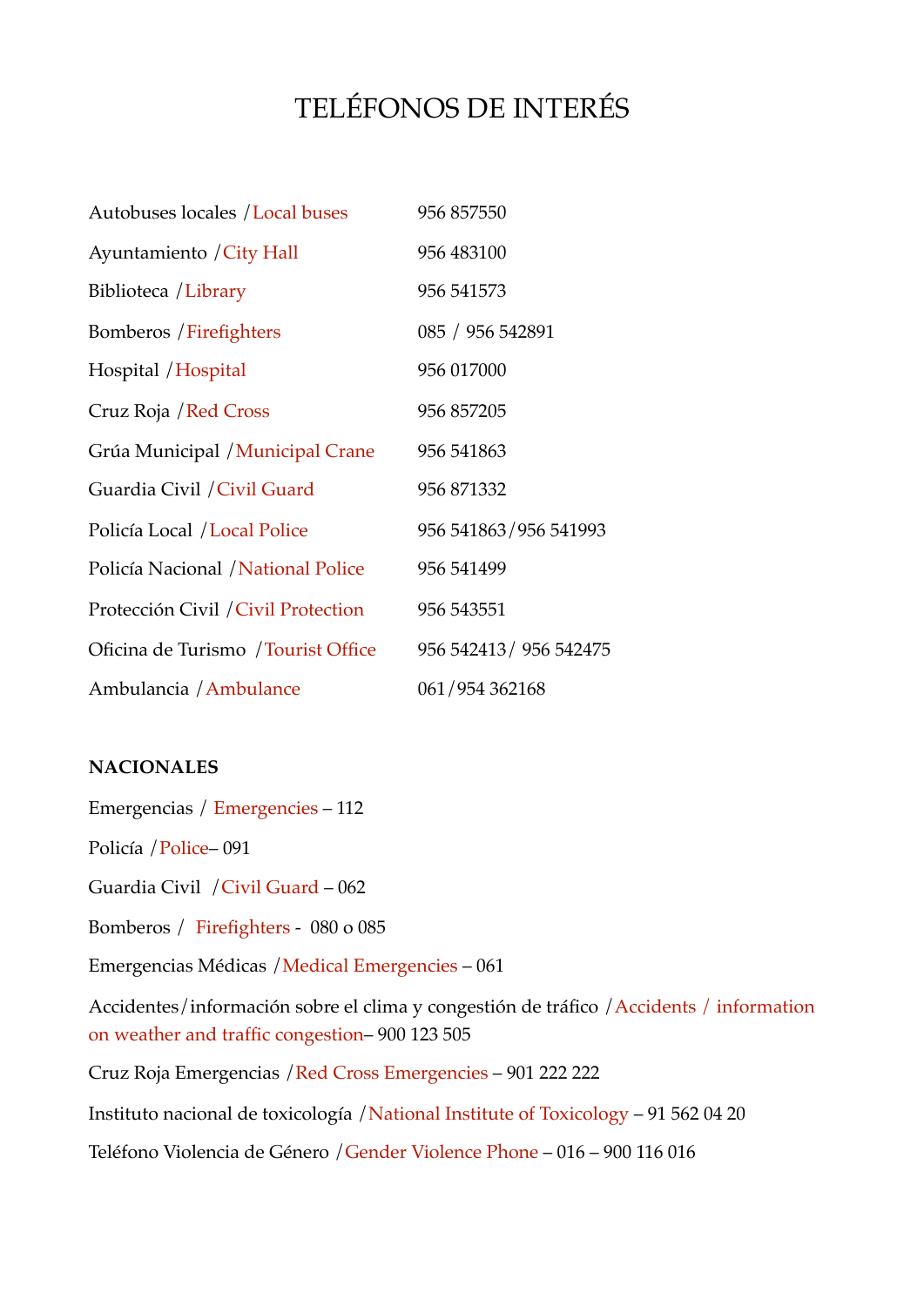# TELÉFONOS DE INTERÉS

| | |
|---|---|
| Autobuses locales / Local buses | 956 857550 |
| Ayuntamiento / City Hall | 956 483100 |
| Biblioteca / Library | 956 541573 |
| Bomberos / Firefighters | 085 / 956 542891 |
| Hospital / Hospital | 956 017000 |
| Cruz Roja / Red Cross | 956 857205 |
| Grúa Municipal / Municipal Crane | 956 541863 |
| Guardia Civil / Civil Guard | 956 871332 |
| Policía Local / Local Police | 956 541863/956 541993 |
| Policía Nacional / National Police | 956 541499 |
| Protección Civil / Civil Protection | 956 543551 |
| Oficina de Turismo / Tourist Office | 956 542413/ 956 542475 |
| Ambulancia / Ambulance | 061/954 362168 |

**NACIONALES**

Emergencias / Emergencies – 112

Policía / Police– 091

Guardia Civil / Civil Guard – 062

Bomberos / Firefighters - 080 o 085

Emergencias Médicas / Medical Emergencies – 061

Accidentes/información sobre el clima y congestión de tráfico / Accidents / information on weather and traffic congestion– 900 123 505

Cruz Roja Emergencias / Red Cross Emergencies – 901 222 222

Instituto nacional de toxicología / National Institute of Toxicology – 91 562 04 20

Teléfono Violencia de Género / Gender Violence Phone – 016 – 900 116 016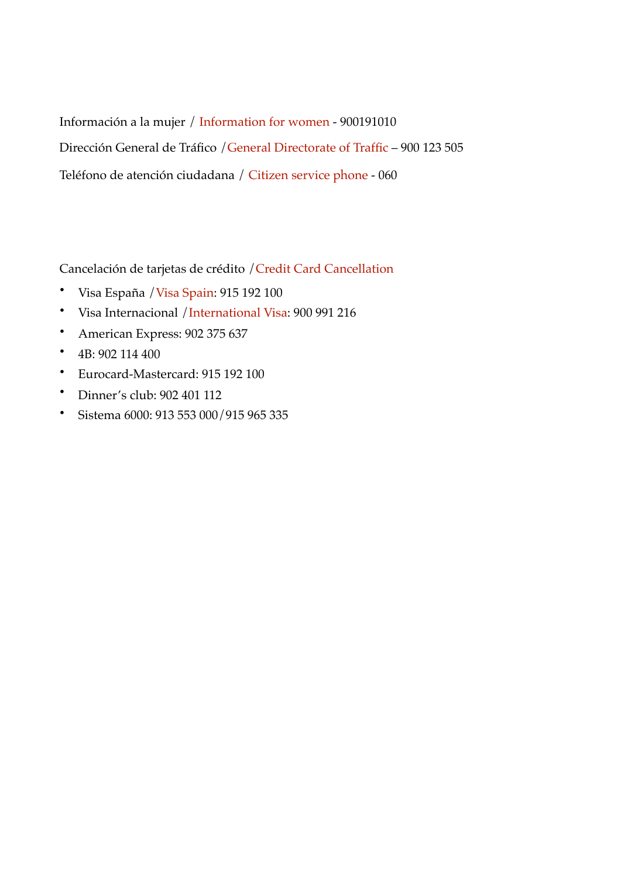Información a la mujer / Information for women - 900191010

Dirección General de Tráfico /General Directorate of Traffic – 900 123 505

Teléfono de atención ciudadana / Citizen service phone - 060

Cancelación de tarjetas de crédito /Credit Card Cancellation

- Visa España /Visa Spain: 915 192 100
- Visa Internacional /International Visa: 900 991 216
- American Express: 902 375 637
- 4B: 902 114 400
- Eurocard-Mastercard: 915 192 100
- Dinner's club: 902 401 112
- Sistema 6000: 913 553 000/915 965 335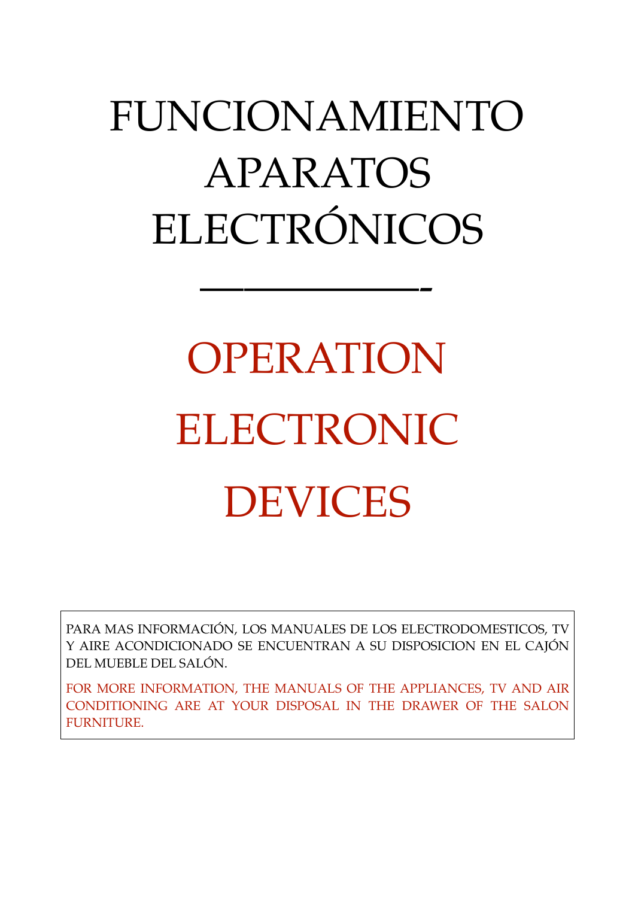# FUNCIONAMIENTO APARATOS ELECTRÓNICOS

---

# OPERATION ELECTRONIC DEVICES

PARA MAS INFORMACIÓN, LOS MANUALES DE LOS ELECTRODOMESTICOS, TV Y AIRE ACONDICIONADO SE ENCUENTRAN A SU DISPOSICION EN EL CAJÓN DEL MUEBLE DEL SALÓN.

FOR MORE INFORMATION, THE MANUALS OF THE APPLIANCES, TV AND AIR CONDITIONING ARE AT YOUR DISPOSAL IN THE DRAWER OF THE SALON FURNITURE.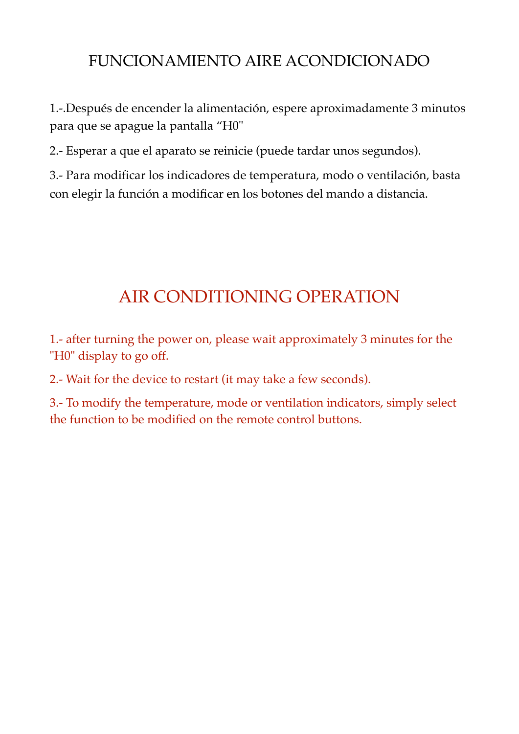# FUNCIONAMIENTO AIRE ACONDICIONADO

1.-.Después de encender la alimentación, espere aproximadamente 3 minutos para que se apague la pantalla “H0"

2.- Esperar a que el aparato se reinicie (puede tardar unos segundos).

3.- Para modificar los indicadores de temperatura, modo o ventilación, basta con elegir la función a modificar en los botones del mando a distancia.

# AIR CONDITIONING OPERATION

1.- after turning the power on, please wait approximately 3 minutes for the "H0" display to go off.

2.- Wait for the device to restart (it may take a few seconds).

3.- To modify the temperature, mode or ventilation indicators, simply select the function to be modified on the remote control buttons.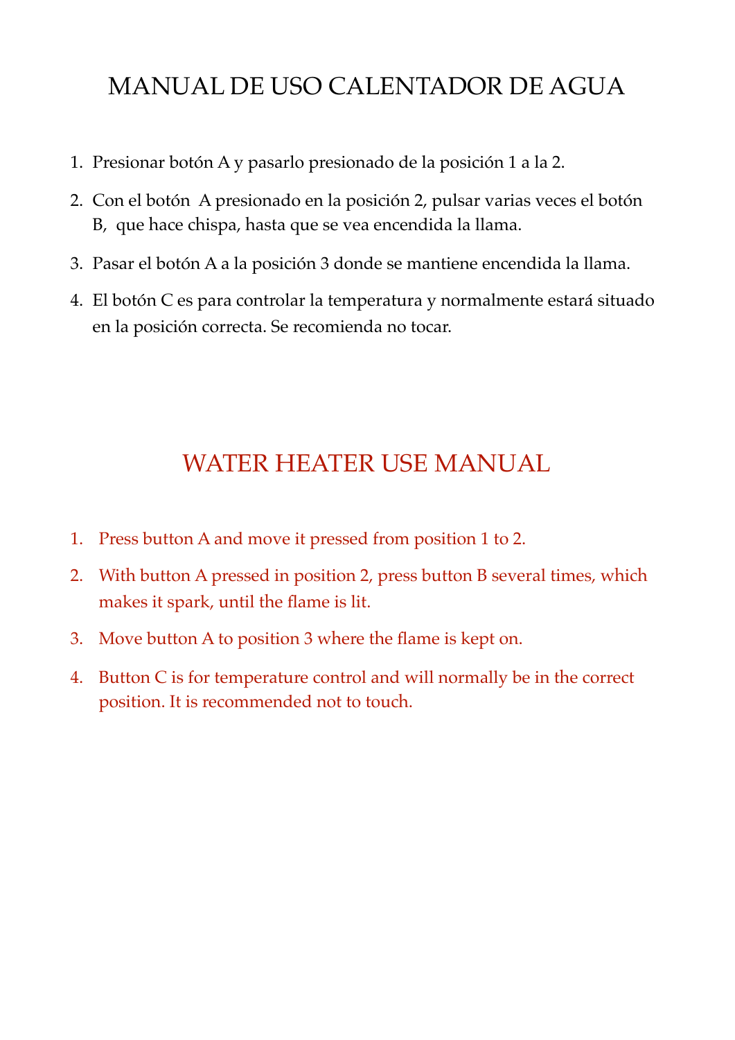# MANUAL DE USO CALENTADOR DE AGUA

1. Presionar botón A y pasarlo presionado de la posición 1 a la 2.
2. Con el botón A presionado en la posición 2, pulsar varias veces el botón B, que hace chispa, hasta que se vea encendida la llama.
3. Pasar el botón A a la posición 3 donde se mantiene encendida la llama.
4. El botón C es para controlar la temperatura y normalmente estará situado en la posición correcta. Se recomienda no tocar.

# WATER HEATER USE MANUAL

1. Press button A and move it pressed from position 1 to 2.
2. With button A pressed in position 2, press button B several times, which makes it spark, until the flame is lit.
3. Move button A to position 3 where the flame is kept on.
4. Button C is for temperature control and will normally be in the correct position. It is recommended not to touch.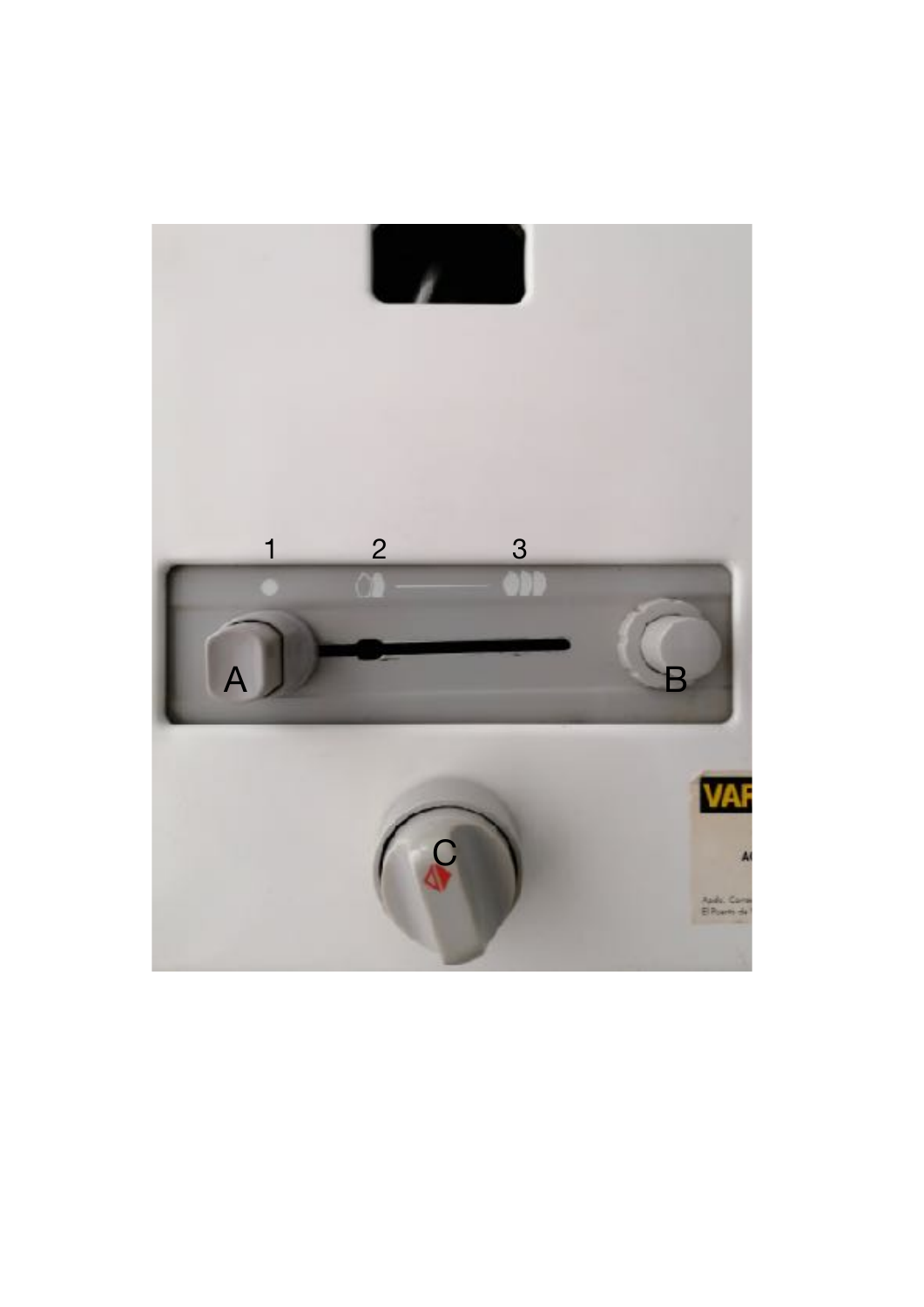1 2 3

A B

C